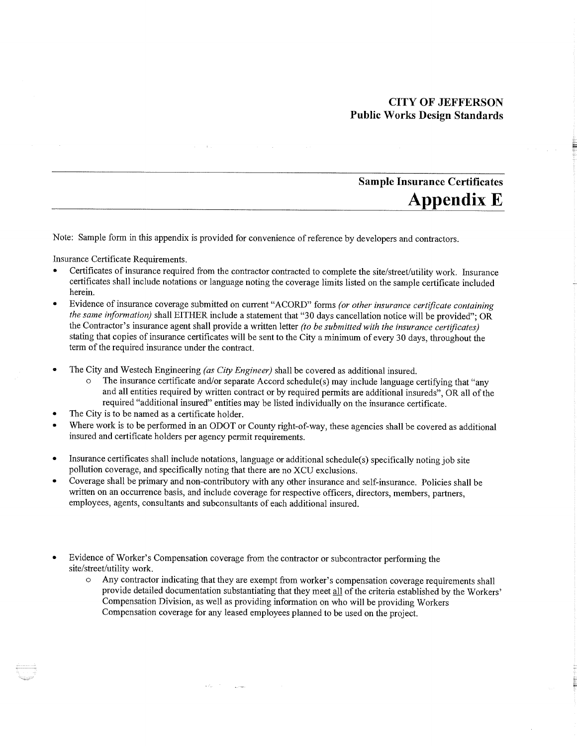**CITY OF JEFFERSON**
**Public Works Design Standards**

## Sample Insurance Certificates
# Appendix E

Note: Sample form in this appendix is provided for convenience of reference by developers and contractors.

Insurance Certificate Requirements.

- Certificates of insurance required from the contractor contracted to complete the site/street/utility work. Insurance certificates shall include notations or language noting the coverage limits listed on the sample certificate included herein.
- Evidence of insurance coverage submitted on current "ACORD" forms *(or other insurance certificate containing the same information)* shall EITHER include a statement that "30 days cancellation notice will be provided"; OR the Contractor's insurance agent shall provide a written letter *(to be submitted with the insurance certificates)* stating that copies of insurance certificates will be sent to the City a minimum of every 30 days, throughout the term of the required insurance under the contract.
- The City and Westech Engineering *(as City Engineer)* shall be covered as additional insured.
  - The insurance certificate and/or separate Accord schedule(s) may include language certifying that "any and all entities required by written contract or by required permits are additional insureds", OR all of the required "additional insured" entities may be listed individually on the insurance certificate.
- The City is to be named as a certificate holder.
- Where work is to be performed in an ODOT or County right-of-way, these agencies shall be covered as additional insured and certificate holders per agency permit requirements.
- Insurance certificates shall include notations, language or additional schedule(s) specifically noting job site pollution coverage, and specifically noting that there are no XCU exclusions.
- Coverage shall be primary and non-contributory with any other insurance and self-insurance. Policies shall be written on an occurrence basis, and include coverage for respective officers, directors, members, partners, employees, agents, consultants and subconsultants of each additional insured.
- Evidence of Worker's Compensation coverage from the contractor or subcontractor performing the site/street/utility work.
  - Any contractor indicating that they are exempt from worker's compensation coverage requirements shall provide detailed documentation substantiating that they meet <u>all</u> of the criteria established by the Workers' Compensation Division, as well as providing information on who will be providing Workers Compensation coverage for any leased employees planned to be used on the project.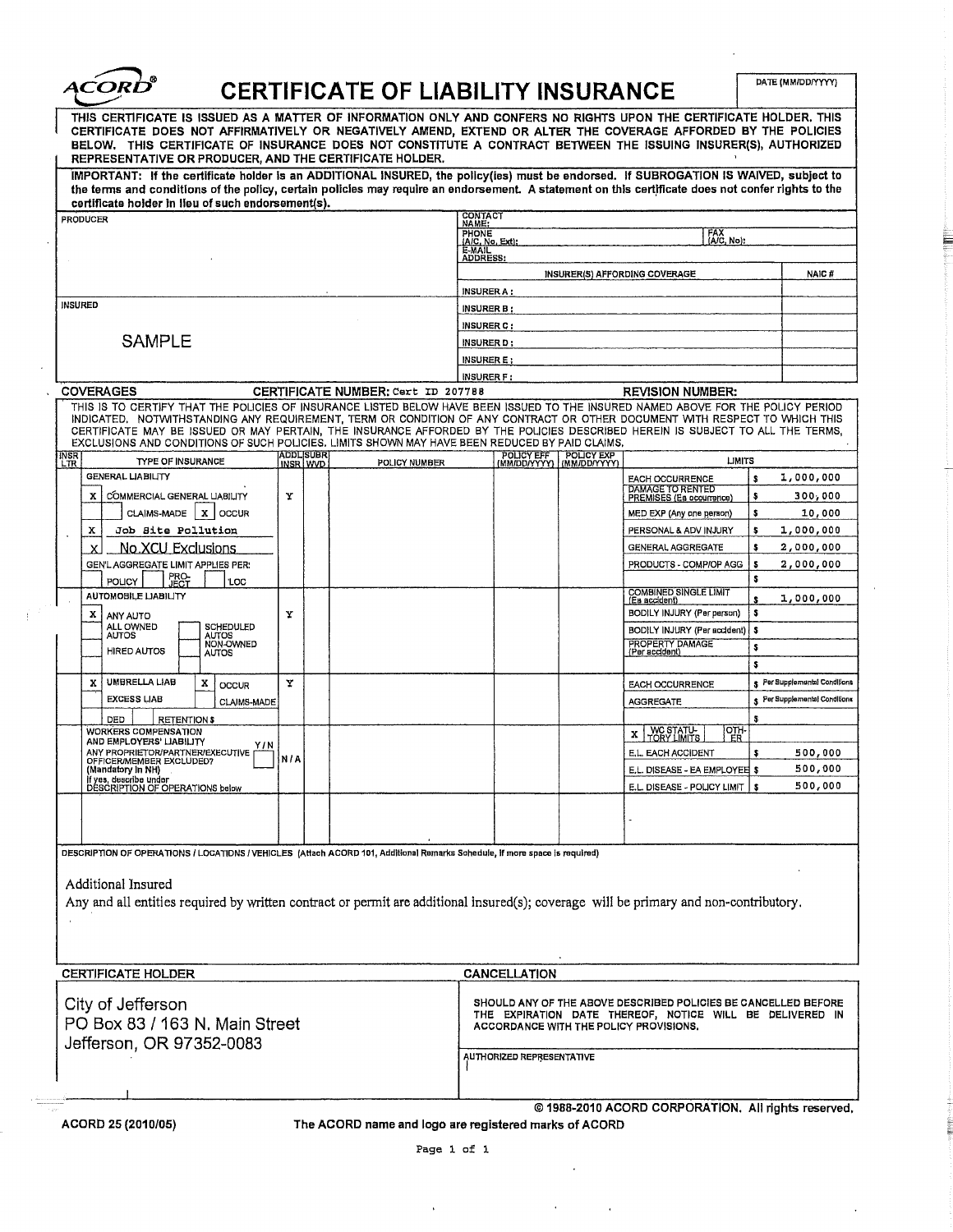# ACORD® CERTIFICATE OF LIABILITY INSURANCE

DATE (MM/DD/YYYY)

THIS CERTIFICATE IS ISSUED AS A MATTER OF INFORMATION ONLY AND CONFERS NO RIGHTS UPON THE CERTIFICATE HOLDER. THIS CERTIFICATE DOES NOT AFFIRMATIVELY OR NEGATIVELY AMEND, EXTEND OR ALTER THE COVERAGE AFFORDED BY THE POLICIES BELOW. THIS CERTIFICATE OF INSURANCE DOES NOT CONSTITUTE A CONTRACT BETWEEN THE ISSUING INSURER(S), AUTHORIZED REPRESENTATIVE OR PRODUCER, AND THE CERTIFICATE HOLDER.

**IMPORTANT: If the certificate holder is an ADDITIONAL INSURED, the policy(ies) must be endorsed. If SUBROGATION IS WAIVED, subject to the terms and conditions of the policy, certain policies may require an endorsement. A statement on this certificate does not confer rights to the certificate holder in lieu of such endorsement(s).**

| PRODUCER | CONTACT NAME: | |
|---|---|---|
| | PHONE (A/C, No, Ext): | FAX (A/C, No): |
| | E-MAIL ADDRESS: | |
| | **INSURER(S) AFFORDING COVERAGE** | **NAIC #** |
| | INSURER A : | |
| **INSURED** | INSURER B : | |
| | INSURER C : | |
| SAMPLE | INSURER D : | |
| | INSURER E : | |
| | INSURER F : | |

**COVERAGES** **CERTIFICATE NUMBER:** Cert ID 207788 **REVISION NUMBER:**

THIS IS TO CERTIFY THAT THE POLICIES OF INSURANCE LISTED BELOW HAVE BEEN ISSUED TO THE INSURED NAMED ABOVE FOR THE POLICY PERIOD INDICATED. NOTWITHSTANDING ANY REQUIREMENT, TERM OR CONDITION OF ANY CONTRACT OR OTHER DOCUMENT WITH RESPECT TO WHICH THIS CERTIFICATE MAY BE ISSUED OR MAY PERTAIN, THE INSURANCE AFFORDED BY THE POLICIES DESCRIBED HEREIN IS SUBJECT TO ALL THE TERMS, EXCLUSIONS AND CONDITIONS OF SUCH POLICIES. LIMITS SHOWN MAY HAVE BEEN REDUCED BY PAID CLAIMS.

| INSR LTR | TYPE OF INSURANCE | ADDL INSR | SUBR WVD | POLICY NUMBER | POLICY EFF (MM/DD/YYYY) | POLICY EXP (MM/DD/YYYY) | LIMITS | |
|---|---|---|---|---|---|---|---|---|
| | GENERAL LIABILITY | | | | | | EACH OCCURRENCE | $ 1,000,000 |
| | X COMMERCIAL GENERAL LIABILITY | Y | | | | | DAMAGE TO RENTED PREMISES (Ea occurrence) | $ 300,000 |
| | CLAIMS-MADE X OCCUR | | | | | | MED EXP (Any one person) | $ 10,000 |
| | X Job Site Pollution | | | | | | PERSONAL & ADV INJURY | $ 1,000,000 |
| | X No XCU Exclusions | | | | | | GENERAL AGGREGATE | $ 2,000,000 |
| | GEN'L AGGREGATE LIMIT APPLIES PER: | | | | | | PRODUCTS - COMP/OP AGG | $ 2,000,000 |
| | POLICY PRO-JECT LOC | | | | | | | $ |
| | AUTOMOBILE LIABILITY | | | | | | COMBINED SINGLE LIMIT (Ea accident) | $ 1,000,000 |
| | X ANY AUTO | Y | | | | | BODILY INJURY (Per person) | $ |
| | ALL OWNED AUTOS / SCHEDULED AUTOS | | | | | | BODILY INJURY (Per accident) | $ |
| | HIRED AUTOS / NON-OWNED AUTOS | | | | | | PROPERTY DAMAGE (Per accident) | $ |
| | | | | | | | | $ |
| | X UMBRELLA LIAB X OCCUR | Y | | | | | EACH OCCURRENCE | $ Per Supplemental Conditions |
| | EXCESS LIAB CLAIMS-MADE | | | | | | AGGREGATE | $ Per Supplemental Conditions |
| | DED RETENTION $ | | | | | | | $ |
| | WORKERS COMPENSATION AND EMPLOYERS' LIABILITY Y/N | | | | | | X WC STATU-TORY LIMITS OTH-ER | |
| | ANY PROPRIETOR/PARTNER/EXECUTIVE OFFICER/MEMBER EXCLUDED? (Mandatory in NH) | N/A | | | | | E.L. EACH ACCIDENT | $ 500,000 |
| | If yes, describe under DESCRIPTION OF OPERATIONS below | | | | | | E.L. DISEASE - EA EMPLOYEE | $ 500,000 |
| | | | | | | | E.L. DISEASE - POLICY LIMIT | $ 500,000 |

DESCRIPTION OF OPERATIONS / LOCATIONS / VEHICLES (Attach ACORD 101, Additional Remarks Schedule, if more space is required)

Additional Insured

Any and all entities required by written contract or permit are additional insured(s); coverage will be primary and non-contributory.

| CERTIFICATE HOLDER | CANCELLATION |
|---|---|
| City of Jefferson<br>PO Box 83 / 163 N. Main Street<br>Jefferson, OR 97352-0083 | SHOULD ANY OF THE ABOVE DESCRIBED POLICIES BE CANCELLED BEFORE THE EXPIRATION DATE THEREOF, NOTICE WILL BE DELIVERED IN ACCORDANCE WITH THE POLICY PROVISIONS. |
| | AUTHORIZED REPRESENTATIVE |

© 1988-2010 ACORD CORPORATION. All rights reserved.

ACORD 25 (2010/05) The ACORD name and logo are registered marks of ACORD